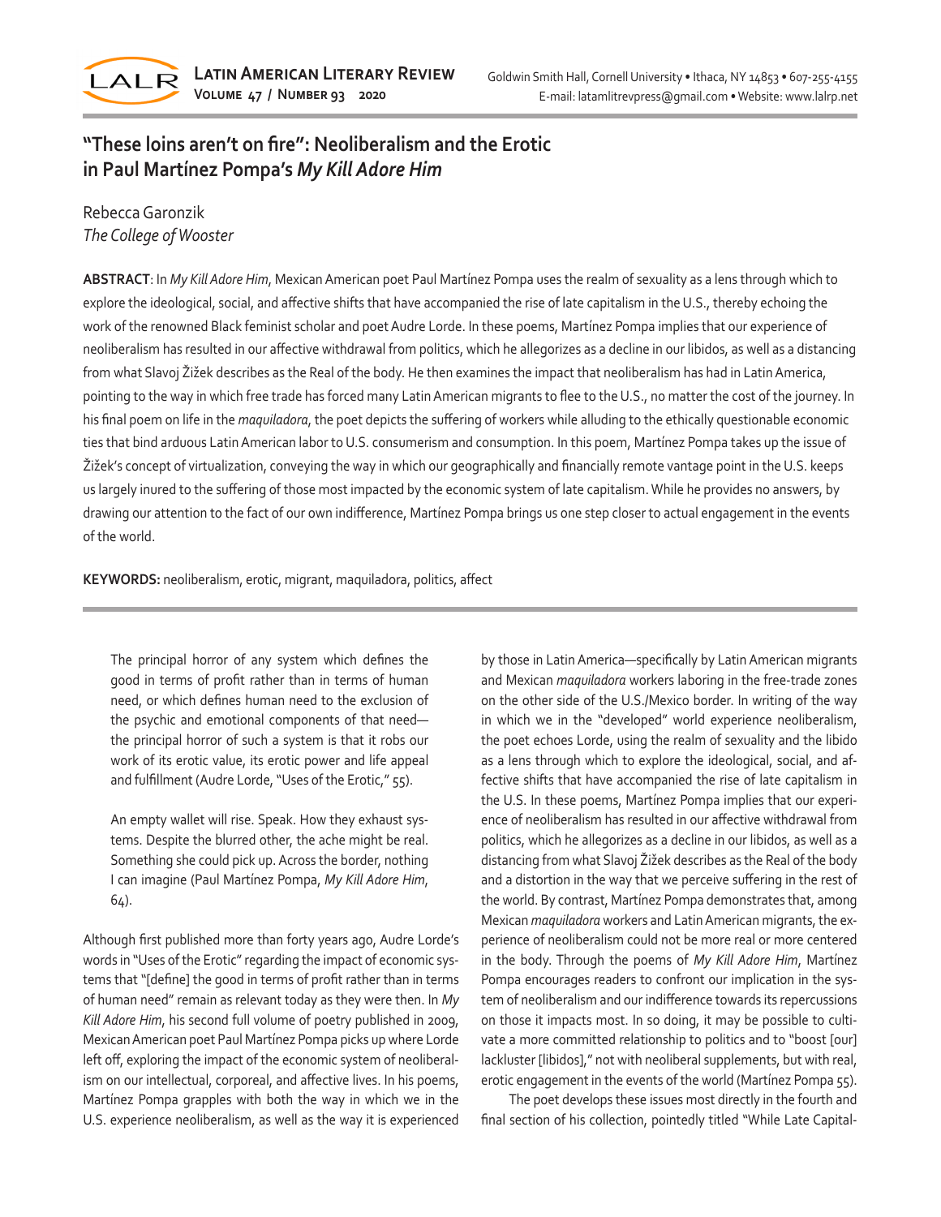# "These loins aren't on fire": Neoliberalism and the Erotic in Paul Martínez Pompa's *My Kill Adore Him*

Rebecca Garonzik
*The College of Wooster*

**ABSTRACT**: In *My Kill Adore Him*, Mexican American poet Paul Martínez Pompa uses the realm of sexuality as a lens through which to explore the ideological, social, and affective shifts that have accompanied the rise of late capitalism in the U.S., thereby echoing the work of the renowned Black feminist scholar and poet Audre Lorde. In these poems, Martínez Pompa implies that our experience of neoliberalism has resulted in our affective withdrawal from politics, which he allegorizes as a decline in our libidos, as well as a distancing from what Slavoj Žižek describes as the Real of the body. He then examines the impact that neoliberalism has had in Latin America, pointing to the way in which free trade has forced many Latin American migrants to flee to the U.S., no matter the cost of the journey. In his final poem on life in the *maquiladora*, the poet depicts the suffering of workers while alluding to the ethically questionable economic ties that bind arduous Latin American labor to U.S. consumerism and consumption. In this poem, Martínez Pompa takes up the issue of Žižek's concept of virtualization, conveying the way in which our geographically and financially remote vantage point in the U.S. keeps us largely inured to the suffering of those most impacted by the economic system of late capitalism. While he provides no answers, by drawing our attention to the fact of our own indifference, Martínez Pompa brings us one step closer to actual engagement in the events of the world.

**KEYWORDS:** neoliberalism, erotic, migrant, maquiladora, politics, affect

> The principal horror of any system which defines the good in terms of profit rather than in terms of human need, or which defines human need to the exclusion of the psychic and emotional components of that need—the principal horror of such a system is that it robs our work of its erotic value, its erotic power and life appeal and fulfillment (Audre Lorde, "Uses of the Erotic," 55).

> An empty wallet will rise. Speak. How they exhaust systems. Despite the blurred other, the ache might be real. Something she could pick up. Across the border, nothing I can imagine (Paul Martínez Pompa, *My Kill Adore Him*, 64).

Although first published more than forty years ago, Audre Lorde's words in "Uses of the Erotic" regarding the impact of economic systems that "[define] the good in terms of profit rather than in terms of human need" remain as relevant today as they were then. In *My Kill Adore Him*, his second full volume of poetry published in 2009, Mexican American poet Paul Martínez Pompa picks up where Lorde left off, exploring the impact of the economic system of neoliberalism on our intellectual, corporeal, and affective lives. In his poems, Martínez Pompa grapples with both the way in which we in the U.S. experience neoliberalism, as well as the way it is experienced by those in Latin America—specifically by Latin American migrants and Mexican *maquiladora* workers laboring in the free-trade zones on the other side of the U.S./Mexico border. In writing of the way in which we in the "developed" world experience neoliberalism, the poet echoes Lorde, using the realm of sexuality and the libido as a lens through which to explore the ideological, social, and affective shifts that have accompanied the rise of late capitalism in the U.S. In these poems, Martínez Pompa implies that our experience of neoliberalism has resulted in our affective withdrawal from politics, which he allegorizes as a decline in our libidos, as well as a distancing from what Slavoj Žižek describes as the Real of the body and a distortion in the way that we perceive suffering in the rest of the world. By contrast, Martínez Pompa demonstrates that, among Mexican *maquiladora* workers and Latin American migrants, the experience of neoliberalism could not be more real or more centered in the body. Through the poems of *My Kill Adore Him*, Martínez Pompa encourages readers to confront our implication in the system of neoliberalism and our indifference towards its repercussions on those it impacts most. In so doing, it may be possible to cultivate a more committed relationship to politics and to "boost [our] lackluster [libidos]," not with neoliberal supplements, but with real, erotic engagement in the events of the world (Martínez Pompa 55).

The poet develops these issues most directly in the fourth and final section of his collection, pointedly titled "While Late Capital-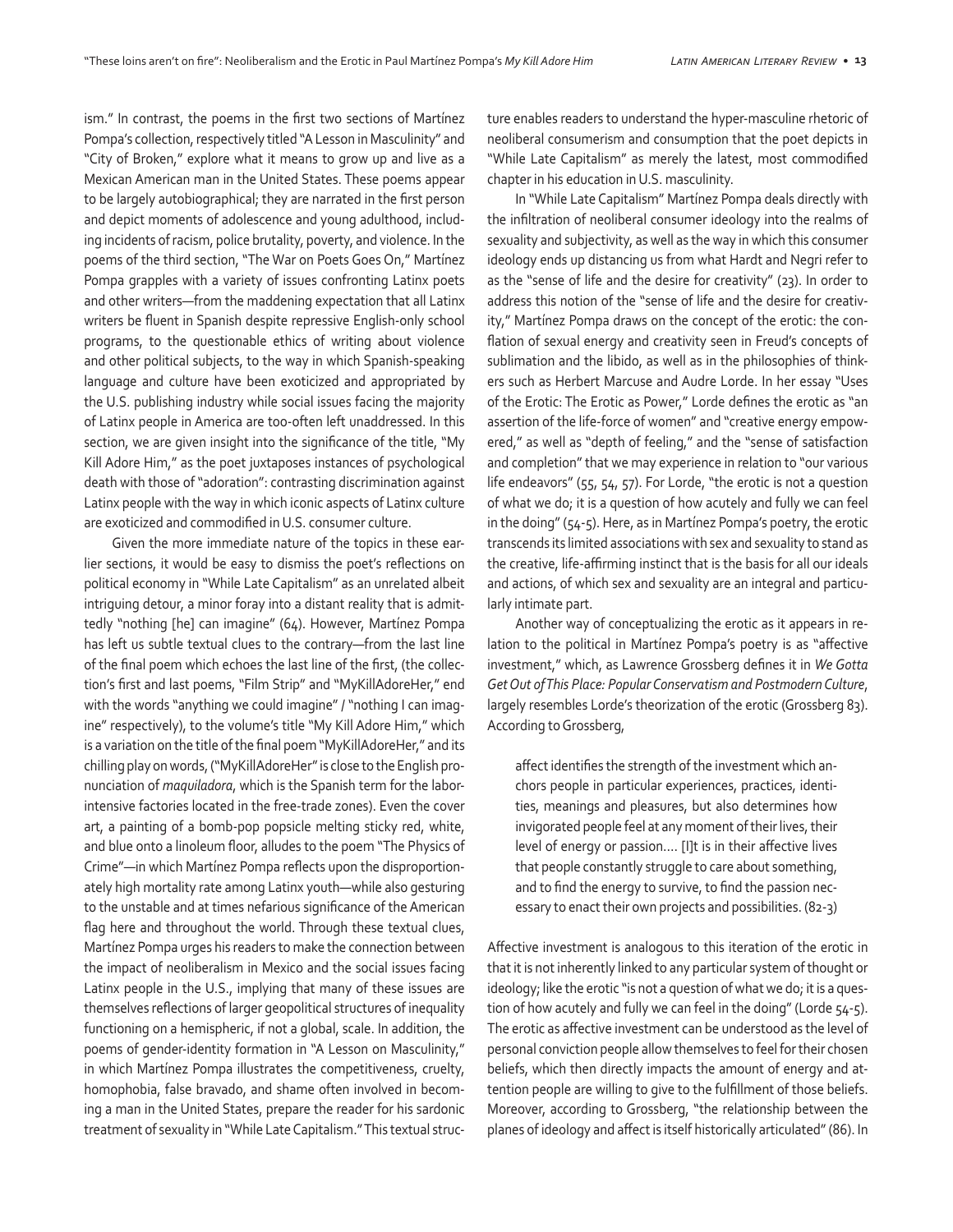ism." In contrast, the poems in the first two sections of Martínez Pompa's collection, respectively titled "A Lesson in Masculinity" and "City of Broken," explore what it means to grow up and live as a Mexican American man in the United States. These poems appear to be largely autobiographical; they are narrated in the first person and depict moments of adolescence and young adulthood, including incidents of racism, police brutality, poverty, and violence. In the poems of the third section, "The War on Poets Goes On," Martínez Pompa grapples with a variety of issues confronting Latinx poets and other writers—from the maddening expectation that all Latinx writers be fluent in Spanish despite repressive English-only school programs, to the questionable ethics of writing about violence and other political subjects, to the way in which Spanish-speaking language and culture have been exoticized and appropriated by the U.S. publishing industry while social issues facing the majority of Latinx people in America are too-often left unaddressed. In this section, we are given insight into the significance of the title, "My Kill Adore Him," as the poet juxtaposes instances of psychological death with those of "adoration": contrasting discrimination against Latinx people with the way in which iconic aspects of Latinx culture are exoticized and commodified in U.S. consumer culture.

Given the more immediate nature of the topics in these earlier sections, it would be easy to dismiss the poet's reflections on political economy in "While Late Capitalism" as an unrelated albeit intriguing detour, a minor foray into a distant reality that is admittedly "nothing [he] can imagine" (64). However, Martínez Pompa has left us subtle textual clues to the contrary—from the last line of the final poem which echoes the last line of the first, (the collection's first and last poems, "Film Strip" and "MyKillAdoreHer," end with the words "anything we could imagine" / "nothing I can imagine" respectively), to the volume's title "My Kill Adore Him," which is a variation on the title of the final poem "MyKillAdoreHer," and its chilling play on words, ("MyKillAdoreHer" is close to the English pronunciation of *maquiladora*, which is the Spanish term for the labor-intensive factories located in the free-trade zones). Even the cover art, a painting of a bomb-pop popsicle melting sticky red, white, and blue onto a linoleum floor, alludes to the poem "The Physics of Crime"—in which Martínez Pompa reflects upon the disproportionately high mortality rate among Latinx youth—while also gesturing to the unstable and at times nefarious significance of the American flag here and throughout the world. Through these textual clues, Martínez Pompa urges his readers to make the connection between the impact of neoliberalism in Mexico and the social issues facing Latinx people in the U.S., implying that many of these issues are themselves reflections of larger geopolitical structures of inequality functioning on a hemispheric, if not a global, scale. In addition, the poems of gender-identity formation in "A Lesson on Masculinity," in which Martínez Pompa illustrates the competitiveness, cruelty, homophobia, false bravado, and shame often involved in becoming a man in the United States, prepare the reader for his sardonic treatment of sexuality in "While Late Capitalism." This textual structure enables readers to understand the hyper-masculine rhetoric of neoliberal consumerism and consumption that the poet depicts in "While Late Capitalism" as merely the latest, most commodified chapter in his education in U.S. masculinity.

In "While Late Capitalism" Martínez Pompa deals directly with the infiltration of neoliberal consumer ideology into the realms of sexuality and subjectivity, as well as the way in which this consumer ideology ends up distancing us from what Hardt and Negri refer to as the "sense of life and the desire for creativity" (23). In order to address this notion of the "sense of life and the desire for creativity," Martínez Pompa draws on the concept of the erotic: the conflation of sexual energy and creativity seen in Freud's concepts of sublimation and the libido, as well as in the philosophies of thinkers such as Herbert Marcuse and Audre Lorde. In her essay "Uses of the Erotic: The Erotic as Power," Lorde defines the erotic as "an assertion of the life-force of women" and "creative energy empowered," as well as "depth of feeling," and the "sense of satisfaction and completion" that we may experience in relation to "our various life endeavors" (55, 54, 57). For Lorde, "the erotic is not a question of what we do; it is a question of how acutely and fully we can feel in the doing" (54-5). Here, as in Martínez Pompa's poetry, the erotic transcends its limited associations with sex and sexuality to stand as the creative, life-affirming instinct that is the basis for all our ideals and actions, of which sex and sexuality are an integral and particularly intimate part.

Another way of conceptualizing the erotic as it appears in relation to the political in Martínez Pompa's poetry is as "affective investment," which, as Lawrence Grossberg defines it in *We Gotta Get Out of This Place: Popular Conservatism and Postmodern Culture*, largely resembles Lorde's theorization of the erotic (Grossberg 83). According to Grossberg,

> affect identifies the strength of the investment which anchors people in particular experiences, practices, identities, meanings and pleasures, but also determines how invigorated people feel at any moment of their lives, their level of energy or passion.... [I]t is in their affective lives that people constantly struggle to care about something, and to find the energy to survive, to find the passion necessary to enact their own projects and possibilities. (82-3)

Affective investment is analogous to this iteration of the erotic in that it is not inherently linked to any particular system of thought or ideology; like the erotic "is not a question of what we do; it is a question of how acutely and fully we can feel in the doing" (Lorde 54-5). The erotic as affective investment can be understood as the level of personal conviction people allow themselves to feel for their chosen beliefs, which then directly impacts the amount of energy and attention people are willing to give to the fulfillment of those beliefs. Moreover, according to Grossberg, "the relationship between the planes of ideology and affect is itself historically articulated" (86). In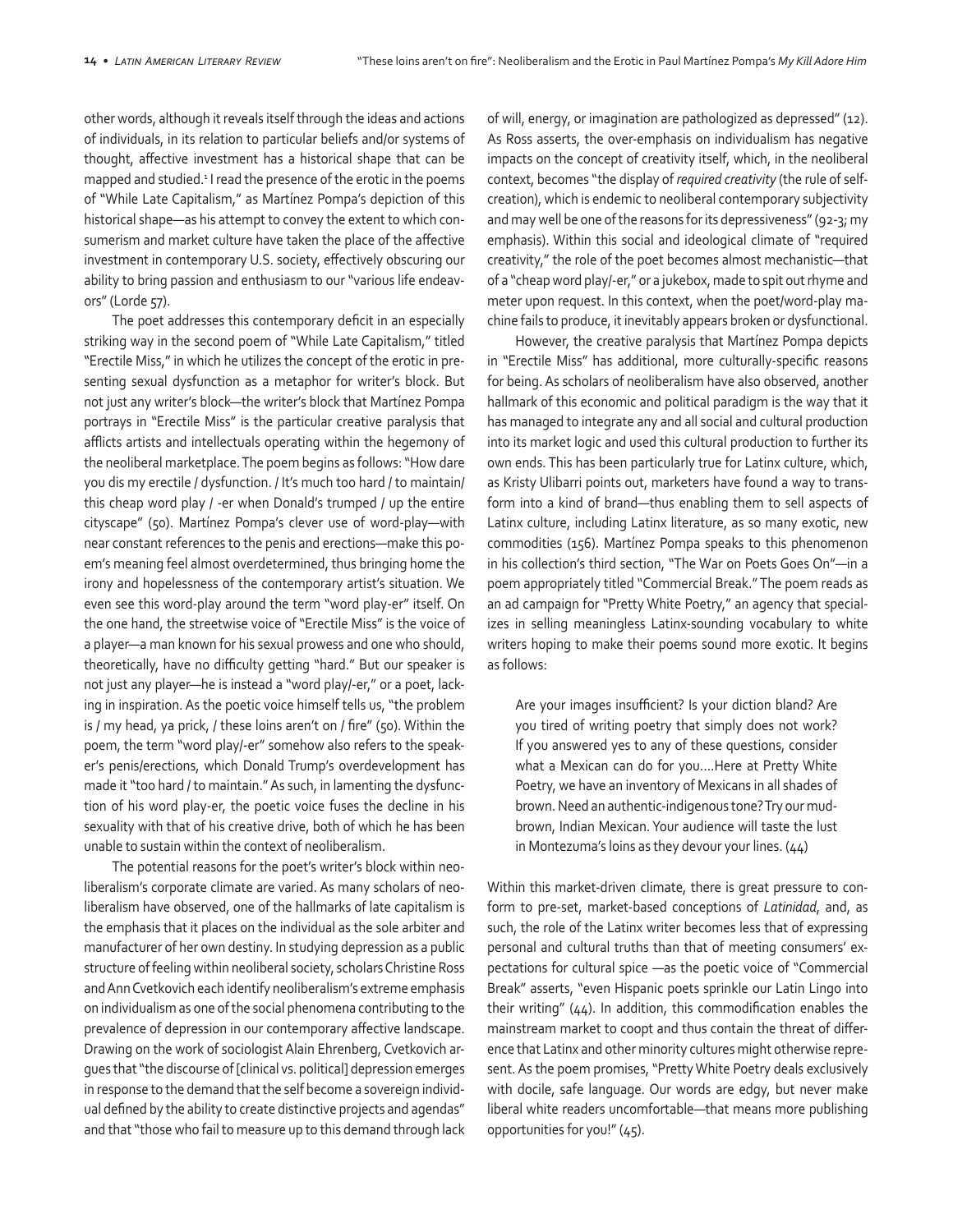other words, although it reveals itself through the ideas and actions of individuals, in its relation to particular beliefs and/or systems of thought, affective investment has a historical shape that can be mapped and studied.[1] I read the presence of the erotic in the poems of "While Late Capitalism," as Martínez Pompa's depiction of this historical shape—as his attempt to convey the extent to which consumerism and market culture have taken the place of the affective investment in contemporary U.S. society, effectively obscuring our ability to bring passion and enthusiasm to our "various life endeavors" (Lorde 57).

The poet addresses this contemporary deficit in an especially striking way in the second poem of "While Late Capitalism," titled "Erectile Miss," in which he utilizes the concept of the erotic in presenting sexual dysfunction as a metaphor for writer's block. But not just any writer's block—the writer's block that Martínez Pompa portrays in "Erectile Miss" is the particular creative paralysis that afflicts artists and intellectuals operating within the hegemony of the neoliberal marketplace. The poem begins as follows: "How dare you dis my erectile / dysfunction. / It's much too hard / to maintain/ this cheap word play / -er when Donald's trumped / up the entire cityscape" (50). Martínez Pompa's clever use of word-play—with near constant references to the penis and erections—make this poem's meaning feel almost overdetermined, thus bringing home the irony and hopelessness of the contemporary artist's situation. We even see this word-play around the term "word play-er" itself. On the one hand, the streetwise voice of "Erectile Miss" is the voice of a player—a man known for his sexual prowess and one who should, theoretically, have no difficulty getting "hard." But our speaker is not just any player—he is instead a "word play/-er," or a poet, lacking in inspiration. As the poetic voice himself tells us, "the problem is / my head, ya prick, / these loins aren't on / fire" (50). Within the poem, the term "word play/-er" somehow also refers to the speaker's penis/erections, which Donald Trump's overdevelopment has made it "too hard / to maintain." As such, in lamenting the dysfunction of his word play-er, the poetic voice fuses the decline in his sexuality with that of his creative drive, both of which he has been unable to sustain within the context of neoliberalism.

The potential reasons for the poet's writer's block within neoliberalism's corporate climate are varied. As many scholars of neoliberalism have observed, one of the hallmarks of late capitalism is the emphasis that it places on the individual as the sole arbiter and manufacturer of her own destiny. In studying depression as a public structure of feeling within neoliberal society, scholars Christine Ross and Ann Cvetkovich each identify neoliberalism's extreme emphasis on individualism as one of the social phenomena contributing to the prevalence of depression in our contemporary affective landscape. Drawing on the work of sociologist Alain Ehrenberg, Cvetkovich argues that "the discourse of [clinical vs. political] depression emerges in response to the demand that the self become a sovereign individual defined by the ability to create distinctive projects and agendas" and that "those who fail to measure up to this demand through lack of will, energy, or imagination are pathologized as depressed" (12). As Ross asserts, the over-emphasis on individualism has negative impacts on the concept of creativity itself, which, in the neoliberal context, becomes "the display of *required creativity* (the rule of self-creation), which is endemic to neoliberal contemporary subjectivity and may well be one of the reasons for its depressiveness" (92-3; my emphasis). Within this social and ideological climate of "required creativity," the role of the poet becomes almost mechanistic—that of a "cheap word play/-er," or a jukebox, made to spit out rhyme and meter upon request. In this context, when the poet/word-play machine fails to produce, it inevitably appears broken or dysfunctional.

However, the creative paralysis that Martínez Pompa depicts in "Erectile Miss" has additional, more culturally-specific reasons for being. As scholars of neoliberalism have also observed, another hallmark of this economic and political paradigm is the way that it has managed to integrate any and all social and cultural production into its market logic and used this cultural production to further its own ends. This has been particularly true for Latinx culture, which, as Kristy Ulibarri points out, marketers have found a way to transform into a kind of brand—thus enabling them to sell aspects of Latinx culture, including Latinx literature, as so many exotic, new commodities (156). Martínez Pompa speaks to this phenomenon in his collection's third section, "The War on Poets Goes On"—in a poem appropriately titled "Commercial Break." The poem reads as an ad campaign for "Pretty White Poetry," an agency that specializes in selling meaningless Latinx-sounding vocabulary to white writers hoping to make their poems sound more exotic. It begins as follows:

> Are your images insufficient? Is your diction bland? Are you tired of writing poetry that simply does not work? If you answered yes to any of these questions, consider what a Mexican can do for you….Here at Pretty White Poetry, we have an inventory of Mexicans in all shades of brown. Need an authentic-indigenous tone? Try our mud-brown, Indian Mexican. Your audience will taste the lust in Montezuma's loins as they devour your lines. (44)

Within this market-driven climate, there is great pressure to conform to pre-set, market-based conceptions of *Latinidad*, and, as such, the role of the Latinx writer becomes less that of expressing personal and cultural truths than that of meeting consumers' expectations for cultural spice —as the poetic voice of "Commercial Break" asserts, "even Hispanic poets sprinkle our Latin Lingo into their writing" (44). In addition, this commodification enables the mainstream market to coopt and thus contain the threat of difference that Latinx and other minority cultures might otherwise represent. As the poem promises, "Pretty White Poetry deals exclusively with docile, safe language. Our words are edgy, but never make liberal white readers uncomfortable—that means more publishing opportunities for you!" (45).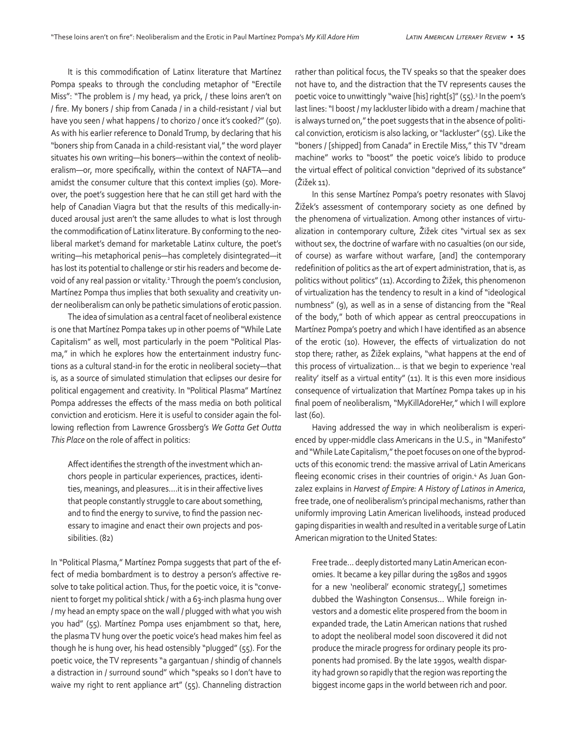It is this commodification of Latinx literature that Martínez Pompa speaks to through the concluding metaphor of "Erectile Miss": "The problem is / my head, ya prick, / these loins aren't on / fire. My boners / ship from Canada / in a child-resistant / vial but have you seen / what happens / to chorizo / once it's cooked?" (50). As with his earlier reference to Donald Trump, by declaring that his "boners ship from Canada in a child-resistant vial," the word player situates his own writing—his boners—within the context of neoliberalism—or, more specifically, within the context of NAFTA—and amidst the consumer culture that this context implies (50). Moreover, the poet's suggestion here that he can still get hard with the help of Canadian Viagra but that the results of this medically-induced arousal just aren't the same alludes to what is lost through the commodification of Latinx literature. By conforming to the neoliberal market's demand for marketable Latinx culture, the poet's writing—his metaphorical penis—has completely disintegrated—it has lost its potential to challenge or stir his readers and become devoid of any real passion or vitality.[2] Through the poem's conclusion, Martínez Pompa thus implies that both sexuality and creativity under neoliberalism can only be pathetic simulations of erotic passion.

The idea of simulation as a central facet of neoliberal existence is one that Martínez Pompa takes up in other poems of "While Late Capitalism" as well, most particularly in the poem "Political Plasma," in which he explores how the entertainment industry functions as a cultural stand-in for the erotic in neoliberal society—that is, as a source of simulated stimulation that eclipses our desire for political engagement and creativity. In "Political Plasma" Martínez Pompa addresses the effects of the mass media on both political conviction and eroticism. Here it is useful to consider again the following reflection from Lawrence Grossberg's *We Gotta Get Outta This Place* on the role of affect in politics:

> Affect identifies the strength of the investment which anchors people in particular experiences, practices, identities, meanings, and pleasures….it is in their affective lives that people constantly struggle to care about something, and to find the energy to survive, to find the passion necessary to imagine and enact their own projects and possibilities. (82)

In "Political Plasma," Martínez Pompa suggests that part of the effect of media bombardment is to destroy a person's affective resolve to take political action. Thus, for the poetic voice, it is "convenient to forget my political shtick / with a 63-inch plasma hung over / my head an empty space on the wall / plugged with what you wish you had" (55). Martínez Pompa uses enjambment so that, here, the plasma TV hung over the poetic voice's head makes him feel as though he is hung over, his head ostensibly "plugged" (55). For the poetic voice, the TV represents "a gargantuan / shindig of channels a distraction in / surround sound" which "speaks so I don't have to waive my right to rent appliance art" (55). Channeling distraction rather than political focus, the TV speaks so that the speaker does not have to, and the distraction that the TV represents causes the poetic voice to unwittingly "waive [his] right[s]" (55).[3] In the poem's last lines: "I boost / my lackluster libido with a dream / machine that is always turned on," the poet suggests that in the absence of political conviction, eroticism is also lacking, or "lackluster" (55). Like the "boners / [shipped] from Canada" in Erectile Miss," this TV "dream machine" works to "boost" the poetic voice's libido to produce the virtual effect of political conviction "deprived of its substance" (Žižek 11).

In this sense Martínez Pompa's poetry resonates with Slavoj Žižek's assessment of contemporary society as one defined by the phenomena of virtualization. Among other instances of virtualization in contemporary culture, Žižek cites "virtual sex as sex without sex, the doctrine of warfare with no casualties (on our side, of course) as warfare without warfare, [and] the contemporary redefinition of politics as the art of expert administration, that is, as politics without politics" (11). According to Žižek, this phenomenon of virtualization has the tendency to result in a kind of "ideological numbness" (9), as well as in a sense of distancing from the "Real of the body," both of which appear as central preoccupations in Martínez Pompa's poetry and which I have identified as an absence of the erotic (10). However, the effects of virtualization do not stop there; rather, as Žižek explains, "what happens at the end of this process of virtualization… is that we begin to experience 'real reality' itself as a virtual entity" (11). It is this even more insidious consequence of virtualization that Martínez Pompa takes up in his final poem of neoliberalism, "MyKillAdoreHer," which I will explore last (60).

Having addressed the way in which neoliberalism is experienced by upper-middle class Americans in the U.S., in "Manifesto" and "While Late Capitalism," the poet focuses on one of the byproducts of this economic trend: the massive arrival of Latin Americans fleeing economic crises in their countries of origin.[4] As Juan Gonzalez explains in *Harvest of Empire: A History of Latinos in America*, free trade, one of neoliberalism's principal mechanisms, rather than uniformly improving Latin American livelihoods, instead produced gaping disparities in wealth and resulted in a veritable surge of Latin American migration to the United States:

> Free trade… deeply distorted many Latin American economies. It became a key pillar during the 1980s and 1990s for a new 'neoliberal' economic strategy[,] sometimes dubbed the Washington Consensus… While foreign investors and a domestic elite prospered from the boom in expanded trade, the Latin American nations that rushed to adopt the neoliberal model soon discovered it did not produce the miracle progress for ordinary people its proponents had promised. By the late 1990s, wealth disparity had grown so rapidly that the region was reporting the biggest income gaps in the world between rich and poor.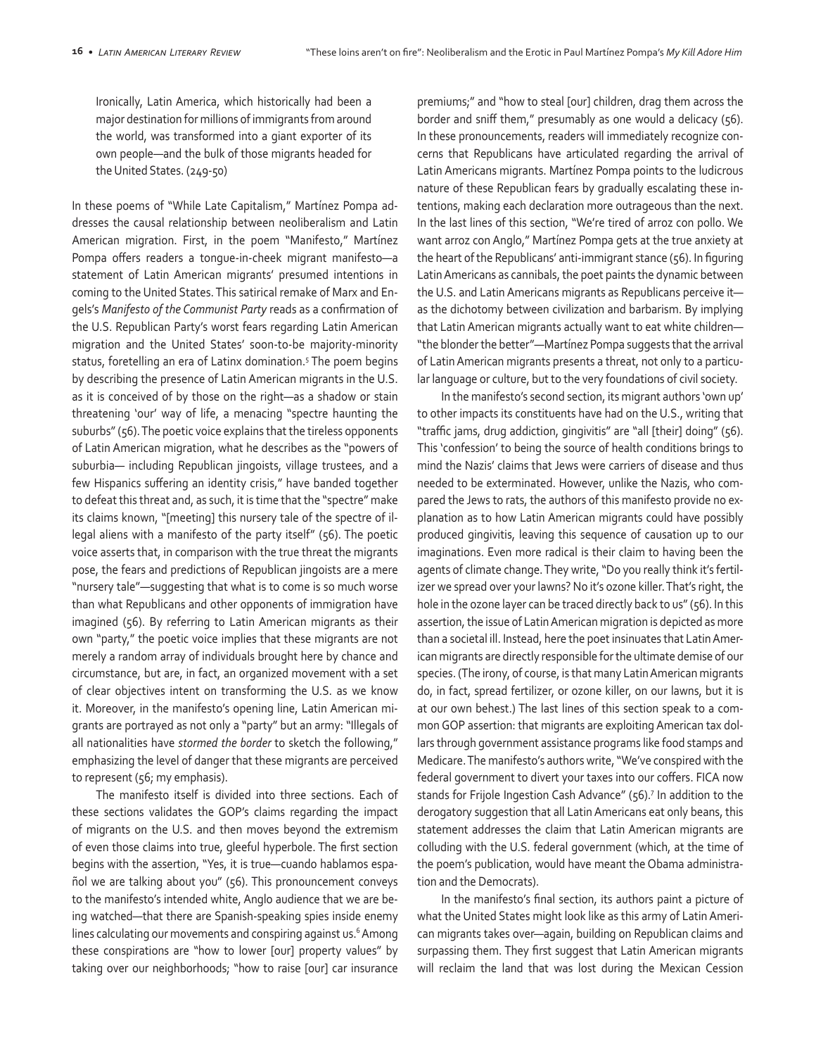Ironically, Latin America, which historically had been a major destination for millions of immigrants from around the world, was transformed into a giant exporter of its own people—and the bulk of those migrants headed for the United States. (249-50)

In these poems of "While Late Capitalism," Martínez Pompa addresses the causal relationship between neoliberalism and Latin American migration. First, in the poem "Manifesto," Martínez Pompa offers readers a tongue-in-cheek migrant manifesto—a statement of Latin American migrants' presumed intentions in coming to the United States. This satirical remake of Marx and Engels's *Manifesto of the Communist Party* reads as a confirmation of the U.S. Republican Party's worst fears regarding Latin American migration and the United States' soon-to-be majority-minority status, foretelling an era of Latinx domination.[5] The poem begins by describing the presence of Latin American migrants in the U.S. as it is conceived of by those on the right—as a shadow or stain threatening 'our' way of life, a menacing "spectre haunting the suburbs" (56). The poetic voice explains that the tireless opponents of Latin American migration, what he describes as the "powers of suburbia— including Republican jingoists, village trustees, and a few Hispanics suffering an identity crisis," have banded together to defeat this threat and, as such, it is time that the "spectre" make its claims known, "[meeting] this nursery tale of the spectre of illegal aliens with a manifesto of the party itself" (56). The poetic voice asserts that, in comparison with the true threat the migrants pose, the fears and predictions of Republican jingoists are a mere "nursery tale"—suggesting that what is to come is so much worse than what Republicans and other opponents of immigration have imagined (56). By referring to Latin American migrants as their own "party," the poetic voice implies that these migrants are not merely a random array of individuals brought here by chance and circumstance, but are, in fact, an organized movement with a set of clear objectives intent on transforming the U.S. as we know it. Moreover, in the manifesto's opening line, Latin American migrants are portrayed as not only a "party" but an army: "Illegals of all nationalities have *stormed the border* to sketch the following," emphasizing the level of danger that these migrants are perceived to represent (56; my emphasis).

The manifesto itself is divided into three sections. Each of these sections validates the GOP's claims regarding the impact of migrants on the U.S. and then moves beyond the extremism of even those claims into true, gleeful hyperbole. The first section begins with the assertion, "Yes, it is true—cuando hablamos español we are talking about you" (56). This pronouncement conveys to the manifesto's intended white, Anglo audience that we are being watched—that there are Spanish-speaking spies inside enemy lines calculating our movements and conspiring against us.[6] Among these conspirations are "how to lower [our] property values" by taking over our neighborhoods; "how to raise [our] car insurance premiums;" and "how to steal [our] children, drag them across the border and sniff them," presumably as one would a delicacy (56). In these pronouncements, readers will immediately recognize concerns that Republicans have articulated regarding the arrival of Latin Americans migrants. Martínez Pompa points to the ludicrous nature of these Republican fears by gradually escalating these intentions, making each declaration more outrageous than the next. In the last lines of this section, "We're tired of arroz con pollo. We want arroz con Anglo," Martínez Pompa gets at the true anxiety at the heart of the Republicans' anti-immigrant stance (56). In figuring Latin Americans as cannibals, the poet paints the dynamic between the U.S. and Latin Americans migrants as Republicans perceive it—as the dichotomy between civilization and barbarism. By implying that Latin American migrants actually want to eat white children—"the blonder the better"—Martínez Pompa suggests that the arrival of Latin American migrants presents a threat, not only to a particular language or culture, but to the very foundations of civil society.

In the manifesto's second section, its migrant authors 'own up' to other impacts its constituents have had on the U.S., writing that "traffic jams, drug addiction, gingivitis" are "all [their] doing" (56). This 'confession' to being the source of health conditions brings to mind the Nazis' claims that Jews were carriers of disease and thus needed to be exterminated. However, unlike the Nazis, who compared the Jews to rats, the authors of this manifesto provide no explanation as to how Latin American migrants could have possibly produced gingivitis, leaving this sequence of causation up to our imaginations. Even more radical is their claim to having been the agents of climate change. They write, "Do you really think it's fertilizer we spread over your lawns? No it's ozone killer. That's right, the hole in the ozone layer can be traced directly back to us" (56). In this assertion, the issue of Latin American migration is depicted as more than a societal ill. Instead, here the poet insinuates that Latin American migrants are directly responsible for the ultimate demise of our species. (The irony, of course, is that many Latin American migrants do, in fact, spread fertilizer, or ozone killer, on our lawns, but it is at our own behest.) The last lines of this section speak to a common GOP assertion: that migrants are exploiting American tax dollars through government assistance programs like food stamps and Medicare. The manifesto's authors write, "We've conspired with the federal government to divert your taxes into our coffers. FICA now stands for Frijole Ingestion Cash Advance" (56).[7] In addition to the derogatory suggestion that all Latin Americans eat only beans, this statement addresses the claim that Latin American migrants are colluding with the U.S. federal government (which, at the time of the poem's publication, would have meant the Obama administration and the Democrats).

In the manifesto's final section, its authors paint a picture of what the United States might look like as this army of Latin American migrants takes over—again, building on Republican claims and surpassing them. They first suggest that Latin American migrants will reclaim the land that was lost during the Mexican Cession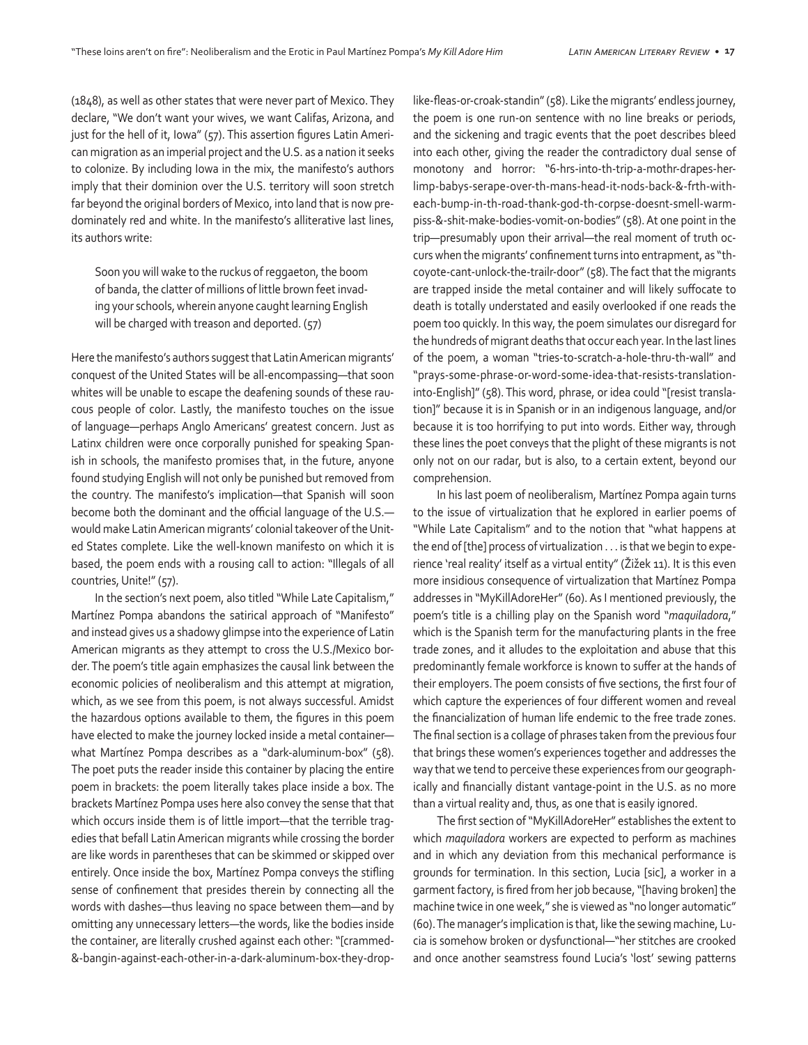(1848), as well as other states that were never part of Mexico. They declare, "We don't want your wives, we want Califas, Arizona, and just for the hell of it, Iowa" (57). This assertion figures Latin American migration as an imperial project and the U.S. as a nation it seeks to colonize. By including Iowa in the mix, the manifesto's authors imply that their dominion over the U.S. territory will soon stretch far beyond the original borders of Mexico, into land that is now predominately red and white. In the manifesto's alliterative last lines, its authors write:

> Soon you will wake to the ruckus of reggaeton, the boom of banda, the clatter of millions of little brown feet invading your schools, wherein anyone caught learning English will be charged with treason and deported. (57)

Here the manifesto's authors suggest that Latin American migrants' conquest of the United States will be all-encompassing—that soon whites will be unable to escape the deafening sounds of these raucous people of color. Lastly, the manifesto touches on the issue of language—perhaps Anglo Americans' greatest concern. Just as Latinx children were once corporally punished for speaking Spanish in schools, the manifesto promises that, in the future, anyone found studying English will not only be punished but removed from the country. The manifesto's implication—that Spanish will soon become both the dominant and the official language of the U.S.—would make Latin American migrants' colonial takeover of the United States complete. Like the well-known manifesto on which it is based, the poem ends with a rousing call to action: "Illegals of all countries, Unite!" (57).

In the section's next poem, also titled "While Late Capitalism," Martínez Pompa abandons the satirical approach of "Manifesto" and instead gives us a shadowy glimpse into the experience of Latin American migrants as they attempt to cross the U.S./Mexico border. The poem's title again emphasizes the causal link between the economic policies of neoliberalism and this attempt at migration, which, as we see from this poem, is not always successful. Amidst the hazardous options available to them, the figures in this poem have elected to make the journey locked inside a metal container—what Martínez Pompa describes as a "dark-aluminum-box" (58). The poet puts the reader inside this container by placing the entire poem in brackets: the poem literally takes place inside a box. The brackets Martínez Pompa uses here also convey the sense that that which occurs inside them is of little import—that the terrible tragedies that befall Latin American migrants while crossing the border are like words in parentheses that can be skimmed or skipped over entirely. Once inside the box, Martínez Pompa conveys the stifling sense of confinement that presides therein by connecting all the words with dashes—thus leaving no space between them—and by omitting any unnecessary letters—the words, like the bodies inside the container, are literally crushed against each other: "[crammed-&-bangin-against-each-other-in-a-dark-aluminum-box-they-drop-like-fleas-or-croak-standin" (58). Like the migrants' endless journey, the poem is one run-on sentence with no line breaks or periods, and the sickening and tragic events that the poet describes bleed into each other, giving the reader the contradictory dual sense of monotony and horror: "6-hrs-into-th-trip-a-mothr-drapes-her-limp-babys-serape-over-th-mans-head-it-nods-back-&-frth-with-each-bump-in-th-road-thank-god-th-corpse-doesnt-smell-warm-piss-&-shit-make-bodies-vomit-on-bodies" (58). At one point in the trip—presumably upon their arrival—the real moment of truth occurs when the migrants' confinement turns into entrapment, as "th-coyote-cant-unlock-the-trailr-door" (58). The fact that the migrants are trapped inside the metal container and will likely suffocate to death is totally understated and easily overlooked if one reads the poem too quickly. In this way, the poem simulates our disregard for the hundreds of migrant deaths that occur each year. In the last lines of the poem, a woman "tries-to-scratch-a-hole-thru-th-wall" and "prays-some-phrase-or-word-some-idea-that-resists-translation-into-English]" (58). This word, phrase, or idea could "[resist translation]" because it is in Spanish or in an indigenous language, and/or because it is too horrifying to put into words. Either way, through these lines the poet conveys that the plight of these migrants is not only not on our radar, but is also, to a certain extent, beyond our comprehension.

In his last poem of neoliberalism, Martínez Pompa again turns to the issue of virtualization that he explored in earlier poems of "While Late Capitalism" and to the notion that "what happens at the end of [the] process of virtualization . . . is that we begin to experience 'real reality' itself as a virtual entity" (Žižek 11). It is this even more insidious consequence of virtualization that Martínez Pompa addresses in "MyKillAdoreHer" (60). As I mentioned previously, the poem's title is a chilling play on the Spanish word "*maquiladora*," which is the Spanish term for the manufacturing plants in the free trade zones, and it alludes to the exploitation and abuse that this predominantly female workforce is known to suffer at the hands of their employers. The poem consists of five sections, the first four of which capture the experiences of four different women and reveal the financialization of human life endemic to the free trade zones. The final section is a collage of phrases taken from the previous four that brings these women's experiences together and addresses the way that we tend to perceive these experiences from our geographically and financially distant vantage-point in the U.S. as no more than a virtual reality and, thus, as one that is easily ignored.

The first section of "MyKillAdoreHer" establishes the extent to which *maquiladora* workers are expected to perform as machines and in which any deviation from this mechanical performance is grounds for termination. In this section, Lucia [sic], a worker in a garment factory, is fired from her job because, "[having broken] the machine twice in one week," she is viewed as "no longer automatic" (60). The manager's implication is that, like the sewing machine, Lucia is somehow broken or dysfunctional—"her stitches are crooked and once another seamstress found Lucia's 'lost' sewing patterns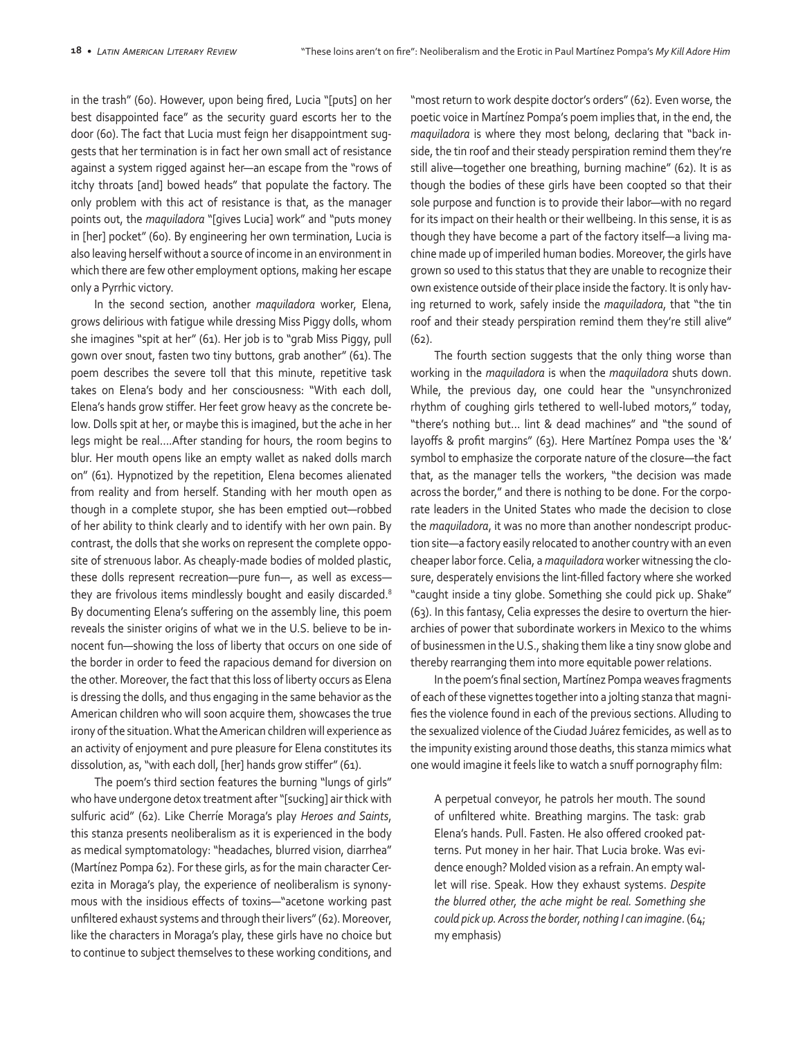in the trash" (60). However, upon being fired, Lucia "[puts] on her best disappointed face" as the security guard escorts her to the door (60). The fact that Lucia must feign her disappointment suggests that her termination is in fact her own small act of resistance against a system rigged against her—an escape from the "rows of itchy throats [and] bowed heads" that populate the factory. The only problem with this act of resistance is that, as the manager points out, the *maquiladora* "[gives Lucia] work" and "puts money in [her] pocket" (60). By engineering her own termination, Lucia is also leaving herself without a source of income in an environment in which there are few other employment options, making her escape only a Pyrrhic victory.

In the second section, another *maquiladora* worker, Elena, grows delirious with fatigue while dressing Miss Piggy dolls, whom she imagines "spit at her" (61). Her job is to "grab Miss Piggy, pull gown over snout, fasten two tiny buttons, grab another" (61). The poem describes the severe toll that this minute, repetitive task takes on Elena's body and her consciousness: "With each doll, Elena's hands grow stiffer. Her feet grow heavy as the concrete below. Dolls spit at her, or maybe this is imagined, but the ache in her legs might be real….After standing for hours, the room begins to blur. Her mouth opens like an empty wallet as naked dolls march on" (61). Hypnotized by the repetition, Elena becomes alienated from reality and from herself. Standing with her mouth open as though in a complete stupor, she has been emptied out—robbed of her ability to think clearly and to identify with her own pain. By contrast, the dolls that she works on represent the complete opposite of strenuous labor. As cheaply-made bodies of molded plastic, these dolls represent recreation—pure fun—, as well as excess—they are frivolous items mindlessly bought and easily discarded.[8] By documenting Elena's suffering on the assembly line, this poem reveals the sinister origins of what we in the U.S. believe to be innocent fun—showing the loss of liberty that occurs on one side of the border in order to feed the rapacious demand for diversion on the other. Moreover, the fact that this loss of liberty occurs as Elena is dressing the dolls, and thus engaging in the same behavior as the American children who will soon acquire them, showcases the true irony of the situation. What the American children will experience as an activity of enjoyment and pure pleasure for Elena constitutes its dissolution, as, "with each doll, [her] hands grow stiffer" (61).

The poem's third section features the burning "lungs of girls" who have undergone detox treatment after "[sucking] air thick with sulfuric acid" (62). Like Cherríe Moraga's play *Heroes and Saints*, this stanza presents neoliberalism as it is experienced in the body as medical symptomatology: "headaches, blurred vision, diarrhea" (Martínez Pompa 62). For these girls, as for the main character Cerezita in Moraga's play, the experience of neoliberalism is synonymous with the insidious effects of toxins—"acetone working past unfiltered exhaust systems and through their livers" (62). Moreover, like the characters in Moraga's play, these girls have no choice but to continue to subject themselves to these working conditions, and "most return to work despite doctor's orders" (62). Even worse, the poetic voice in Martínez Pompa's poem implies that, in the end, the *maquiladora* is where they most belong, declaring that "back inside, the tin roof and their steady perspiration remind them they're still alive—together one breathing, burning machine" (62). It is as though the bodies of these girls have been coopted so that their sole purpose and function is to provide their labor—with no regard for its impact on their health or their wellbeing. In this sense, it is as though they have become a part of the factory itself—a living machine made up of imperiled human bodies. Moreover, the girls have grown so used to this status that they are unable to recognize their own existence outside of their place inside the factory. It is only having returned to work, safely inside the *maquiladora*, that "the tin roof and their steady perspiration remind them they're still alive" (62).

The fourth section suggests that the only thing worse than working in the *maquiladora* is when the *maquiladora* shuts down. While, the previous day, one could hear the "unsynchronized rhythm of coughing girls tethered to well-lubed motors," today, "there's nothing but… lint & dead machines" and "the sound of layoffs & profit margins" (63). Here Martínez Pompa uses the '&' symbol to emphasize the corporate nature of the closure—the fact that, as the manager tells the workers, "the decision was made across the border," and there is nothing to be done. For the corporate leaders in the United States who made the decision to close the *maquiladora*, it was no more than another nondescript production site—a factory easily relocated to another country with an even cheaper labor force. Celia, a *maquiladora* worker witnessing the closure, desperately envisions the lint-filled factory where she worked "caught inside a tiny globe. Something she could pick up. Shake" (63). In this fantasy, Celia expresses the desire to overturn the hierarchies of power that subordinate workers in Mexico to the whims of businessmen in the U.S., shaking them like a tiny snow globe and thereby rearranging them into more equitable power relations.

In the poem's final section, Martínez Pompa weaves fragments of each of these vignettes together into a jolting stanza that magnifies the violence found in each of the previous sections. Alluding to the sexualized violence of the Ciudad Juárez femicides, as well as to the impunity existing around those deaths, this stanza mimics what one would imagine it feels like to watch a snuff pornography film:

> A perpetual conveyor, he patrols her mouth. The sound of unfiltered white. Breathing margins. The task: grab Elena's hands. Pull. Fasten. He also offered crooked patterns. Put money in her hair. That Lucia broke. Was evidence enough? Molded vision as a refrain. An empty wallet will rise. Speak. How they exhaust systems. *Despite the blurred other, the ache might be real. Something she could pick up. Across the border, nothing I can imagine*. (64; my emphasis)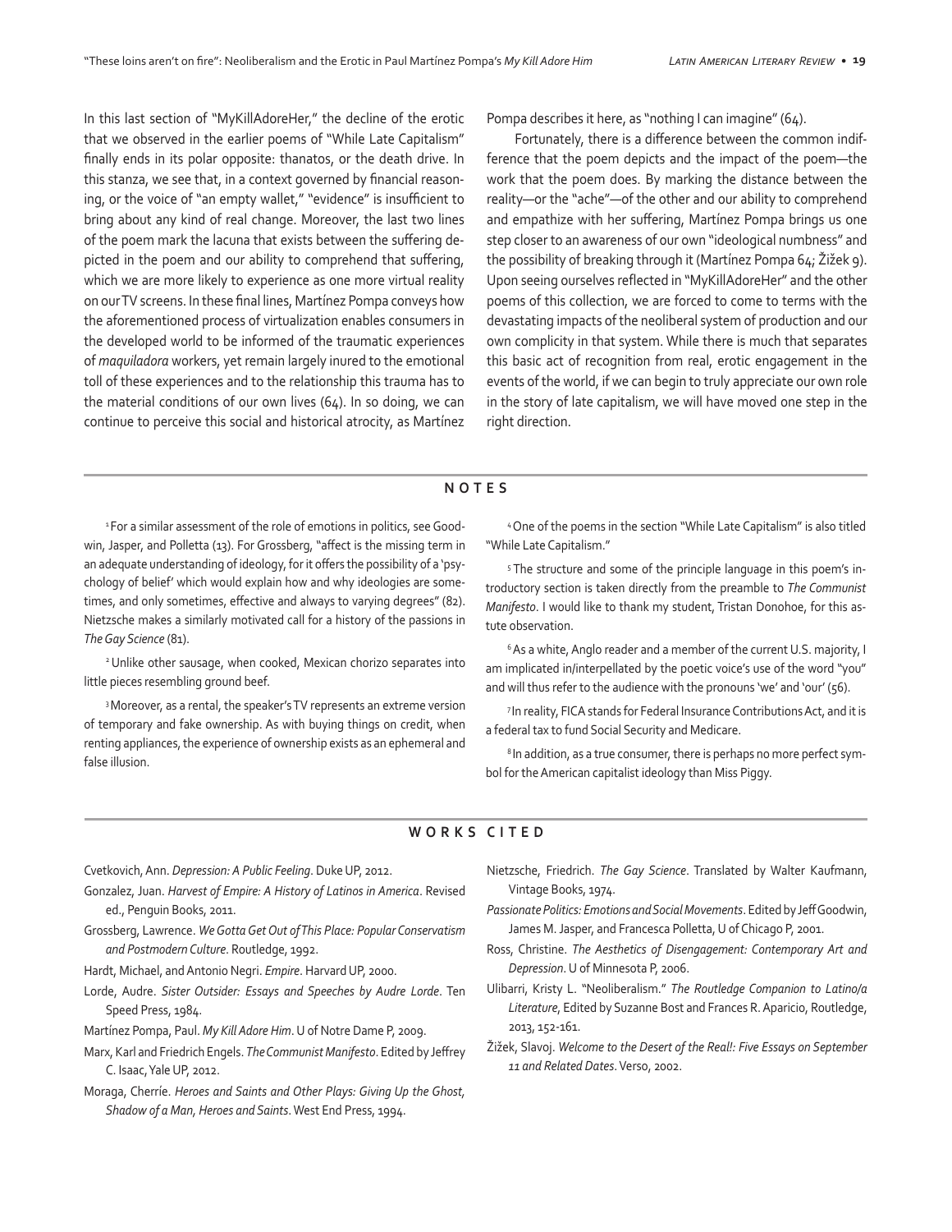In this last section of "MyKillAdoreHer," the decline of the erotic that we observed in the earlier poems of "While Late Capitalism" finally ends in its polar opposite: thanatos, or the death drive. In this stanza, we see that, in a context governed by financial reasoning, or the voice of "an empty wallet," "evidence" is insufficient to bring about any kind of real change. Moreover, the last two lines of the poem mark the lacuna that exists between the suffering depicted in the poem and our ability to comprehend that suffering, which we are more likely to experience as one more virtual reality on our TV screens. In these final lines, Martínez Pompa conveys how the aforementioned process of virtualization enables consumers in the developed world to be informed of the traumatic experiences of *maquiladora* workers, yet remain largely inured to the emotional toll of these experiences and to the relationship this trauma has to the material conditions of our own lives (64). In so doing, we can continue to perceive this social and historical atrocity, as Martínez Pompa describes it here, as "nothing I can imagine" (64).

Fortunately, there is a difference between the common indifference that the poem depicts and the impact of the poem—the work that the poem does. By marking the distance between the reality—or the "ache"—of the other and our ability to comprehend and empathize with her suffering, Martínez Pompa brings us one step closer to an awareness of our own "ideological numbness" and the possibility of breaking through it (Martínez Pompa 64; Žižek 9). Upon seeing ourselves reflected in "MyKillAdoreHer" and the other poems of this collection, we are forced to come to terms with the devastating impacts of the neoliberal system of production and our own complicity in that system. While there is much that separates this basic act of recognition from real, erotic engagement in the events of the world, if we can begin to truly appreciate our own role in the story of late capitalism, we will have moved one step in the right direction.

## NOTES

[1] For a similar assessment of the role of emotions in politics, see Goodwin, Jasper, and Polletta (13). For Grossberg, "affect is the missing term in an adequate understanding of ideology, for it offers the possibility of a 'psychology of belief' which would explain how and why ideologies are sometimes, and only sometimes, effective and always to varying degrees" (82). Nietzsche makes a similarly motivated call for a history of the passions in *The Gay Science* (81).

[2] Unlike other sausage, when cooked, Mexican chorizo separates into little pieces resembling ground beef.

[3] Moreover, as a rental, the speaker's TV represents an extreme version of temporary and fake ownership. As with buying things on credit, when renting appliances, the experience of ownership exists as an ephemeral and false illusion.

[4] One of the poems in the section "While Late Capitalism" is also titled "While Late Capitalism."

[5] The structure and some of the principle language in this poem's introductory section is taken directly from the preamble to *The Communist Manifesto*. I would like to thank my student, Tristan Donohoe, for this astute observation.

[6] As a white, Anglo reader and a member of the current U.S. majority, I am implicated in/interpellated by the poetic voice's use of the word "you" and will thus refer to the audience with the pronouns 'we' and 'our' (56).

[7] In reality, FICA stands for Federal Insurance Contributions Act, and it is a federal tax to fund Social Security and Medicare.

[8] In addition, as a true consumer, there is perhaps no more perfect symbol for the American capitalist ideology than Miss Piggy.

## WORKS CITED

Cvetkovich, Ann. *Depression: A Public Feeling*. Duke UP, 2012.

Gonzalez, Juan. *Harvest of Empire: A History of Latinos in America*. Revised ed., Penguin Books, 2011.

Grossberg, Lawrence. *We Gotta Get Out of This Place: Popular Conservatism and Postmodern Culture*. Routledge, 1992.

Hardt, Michael, and Antonio Negri. *Empire*. Harvard UP, 2000.

Lorde, Audre. *Sister Outsider: Essays and Speeches by Audre Lorde*. Ten Speed Press, 1984.

Martínez Pompa, Paul. *My Kill Adore Him*. U of Notre Dame P, 2009.

Marx, Karl and Friedrich Engels. *The Communist Manifesto*. Edited by Jeffrey C. Isaac, Yale UP, 2012.

Moraga, Cherríe. *Heroes and Saints and Other Plays: Giving Up the Ghost, Shadow of a Man, Heroes and Saints*. West End Press, 1994.

Nietzsche, Friedrich. *The Gay Science*. Translated by Walter Kaufmann, Vintage Books, 1974.

*Passionate Politics: Emotions and Social Movements*. Edited by Jeff Goodwin, James M. Jasper, and Francesca Polletta, U of Chicago P, 2001.

Ross, Christine. *The Aesthetics of Disengagement: Contemporary Art and Depression*. U of Minnesota P, 2006.

Ulibarri, Kristy L. "Neoliberalism." *The Routledge Companion to Latino/a Literature*, Edited by Suzanne Bost and Frances R. Aparicio, Routledge, 2013, 152-161.

Žižek, Slavoj. *Welcome to the Desert of the Real!: Five Essays on September 11 and Related Dates*. Verso, 2002.